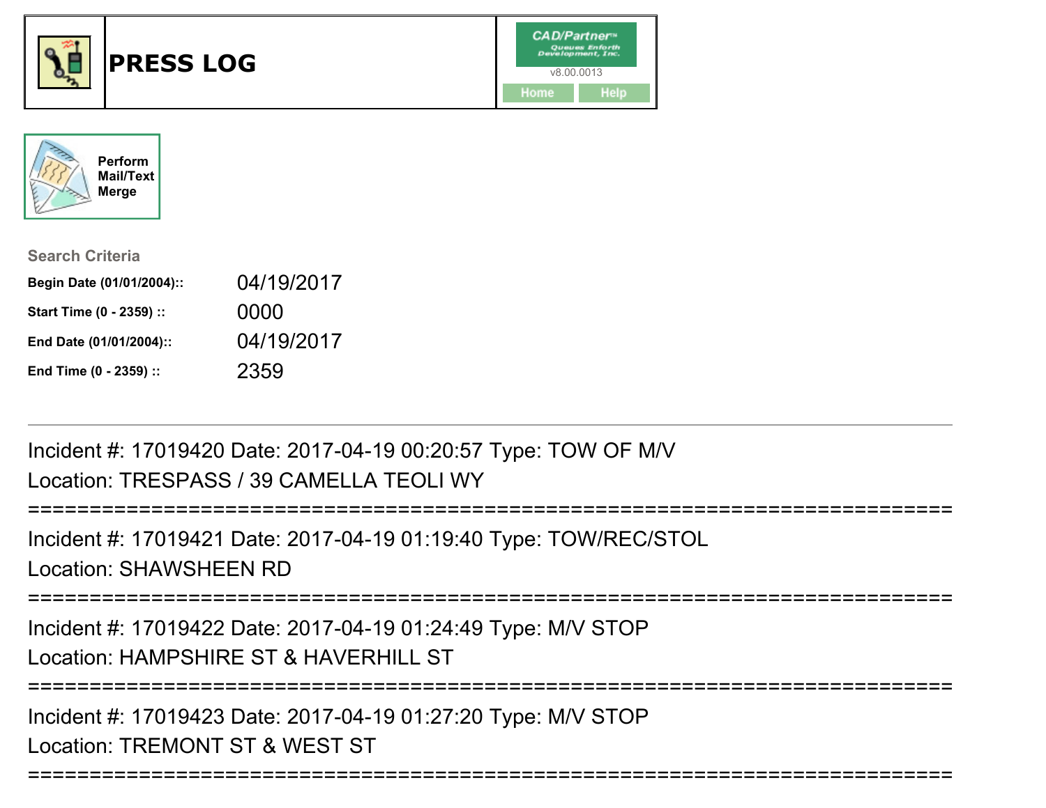# PRESS LOG

CAD/Partner™
Queues Enforth Development, Inc.
v8.00.0013

Home | Help

Perform Mail/Text Merge

**Search Criteria**

| | |
|---|---|
| **Begin Date (01/01/2004)::** | 04/19/2017 |
| **Start Time (0 - 2359) ::** | 0000 |
| **End Date (01/01/2004)::** | 04/19/2017 |
| **End Time (0 - 2359) ::** | 2359 |

---

Incident #: 17019420 Date: 2017-04-19 00:20:57 Type: TOW OF M/V
Location: TRESPASS / 39 CAMELLA TEOLI WY

===========================================================================

Incident #: 17019421 Date: 2017-04-19 01:19:40 Type: TOW/REC/STOL
Location: SHAWSHEEN RD

===========================================================================

Incident #: 17019422 Date: 2017-04-19 01:24:49 Type: M/V STOP
Location: HAMPSHIRE ST & HAVERHILL ST

===========================================================================

Incident #: 17019423 Date: 2017-04-19 01:27:20 Type: M/V STOP
Location: TREMONT ST & WEST ST

===========================================================================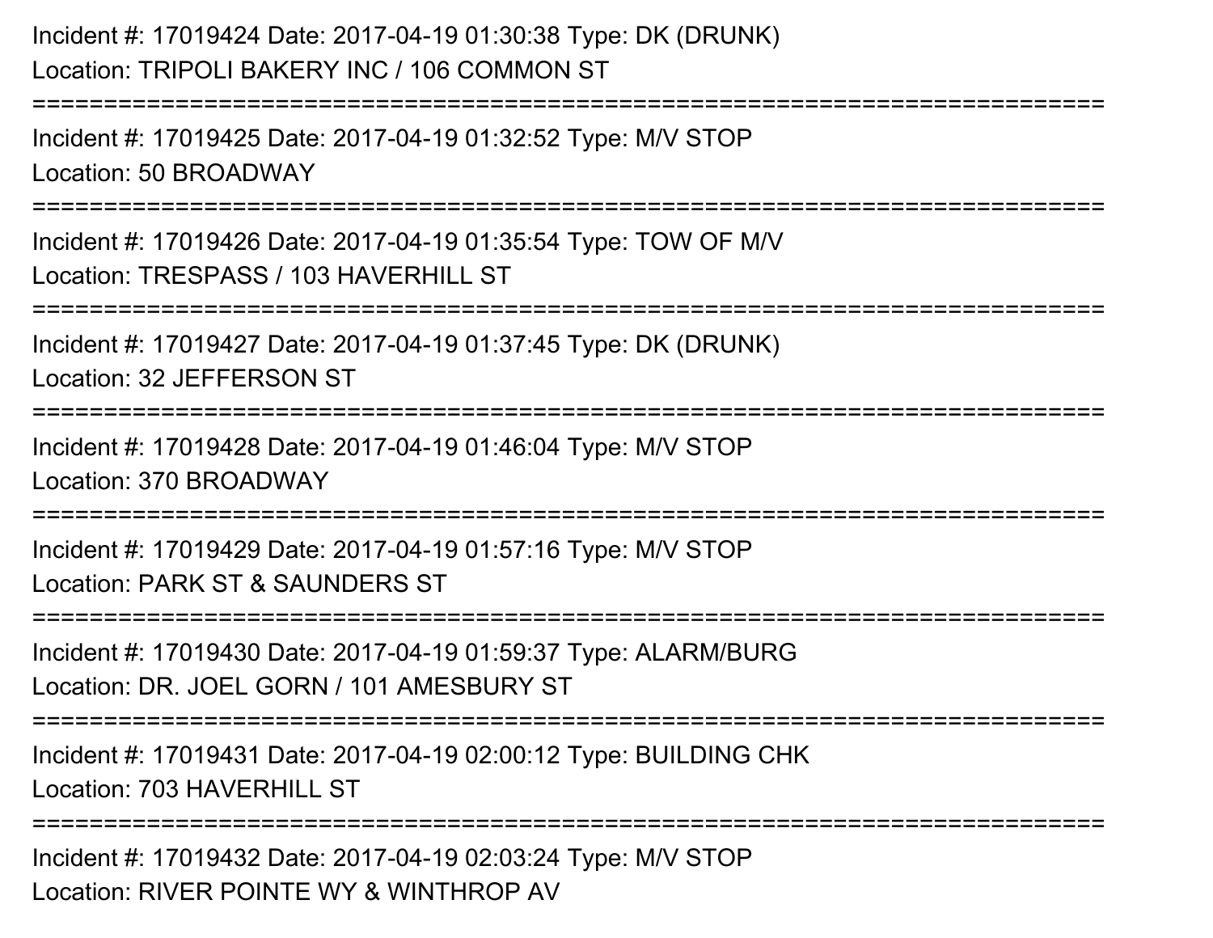Incident #: 17019424 Date: 2017-04-19 01:30:38 Type: DK (DRUNK)
Location: TRIPOLI BAKERY INC / 106 COMMON ST

===========================================================================

Incident #: 17019425 Date: 2017-04-19 01:32:52 Type: M/V STOP
Location: 50 BROADWAY

===========================================================================

Incident #: 17019426 Date: 2017-04-19 01:35:54 Type: TOW OF M/V
Location: TRESPASS / 103 HAVERHILL ST

===========================================================================

Incident #: 17019427 Date: 2017-04-19 01:37:45 Type: DK (DRUNK)
Location: 32 JEFFERSON ST

===========================================================================

Incident #: 17019428 Date: 2017-04-19 01:46:04 Type: M/V STOP
Location: 370 BROADWAY

===========================================================================

Incident #: 17019429 Date: 2017-04-19 01:57:16 Type: M/V STOP
Location: PARK ST & SAUNDERS ST

===========================================================================

Incident #: 17019430 Date: 2017-04-19 01:59:37 Type: ALARM/BURG
Location: DR. JOEL GORN / 101 AMESBURY ST

===========================================================================

Incident #: 17019431 Date: 2017-04-19 02:00:12 Type: BUILDING CHK
Location: 703 HAVERHILL ST

===========================================================================

Incident #: 17019432 Date: 2017-04-19 02:03:24 Type: M/V STOP
Location: RIVER POINTE WY & WINTHROP AV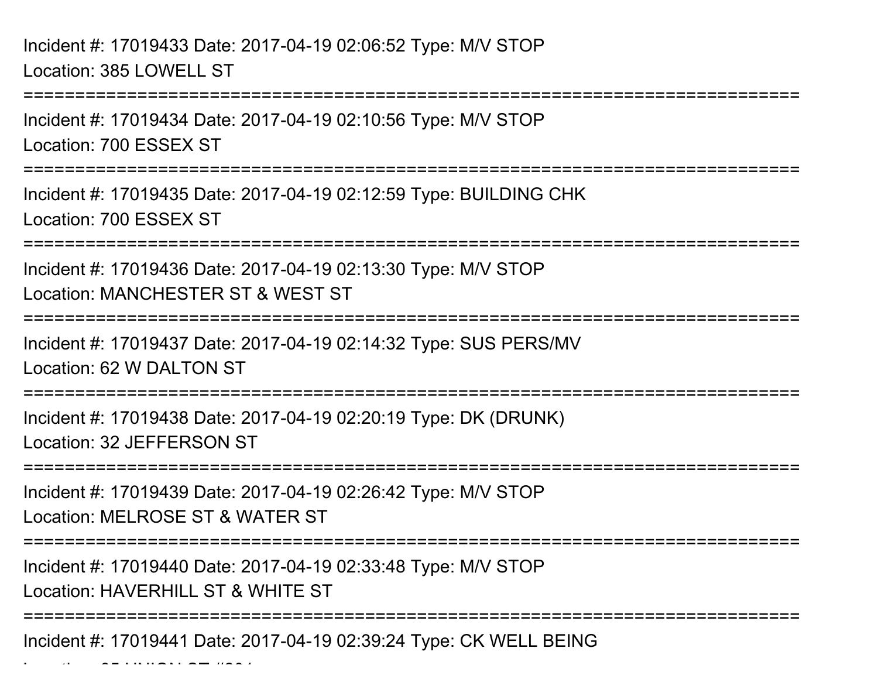Incident #: 17019433 Date: 2017-04-19 02:06:52 Type: M/V STOP
Location: 385 LOWELL ST
===========================================================================
Incident #: 17019434 Date: 2017-04-19 02:10:56 Type: M/V STOP
Location: 700 ESSEX ST
===========================================================================
Incident #: 17019435 Date: 2017-04-19 02:12:59 Type: BUILDING CHK
Location: 700 ESSEX ST
===========================================================================
Incident #: 17019436 Date: 2017-04-19 02:13:30 Type: M/V STOP
Location: MANCHESTER ST & WEST ST
===========================================================================
Incident #: 17019437 Date: 2017-04-19 02:14:32 Type: SUS PERS/MV
Location: 62 W DALTON ST
===========================================================================
Incident #: 17019438 Date: 2017-04-19 02:20:19 Type: DK (DRUNK)
Location: 32 JEFFERSON ST
===========================================================================
Incident #: 17019439 Date: 2017-04-19 02:26:42 Type: M/V STOP
Location: MELROSE ST & WATER ST
===========================================================================
Incident #: 17019440 Date: 2017-04-19 02:33:48 Type: M/V STOP
Location: HAVERHILL ST & WHITE ST
===========================================================================
Incident #: 17019441 Date: 2017-04-19 02:39:24 Type: CK WELL BEING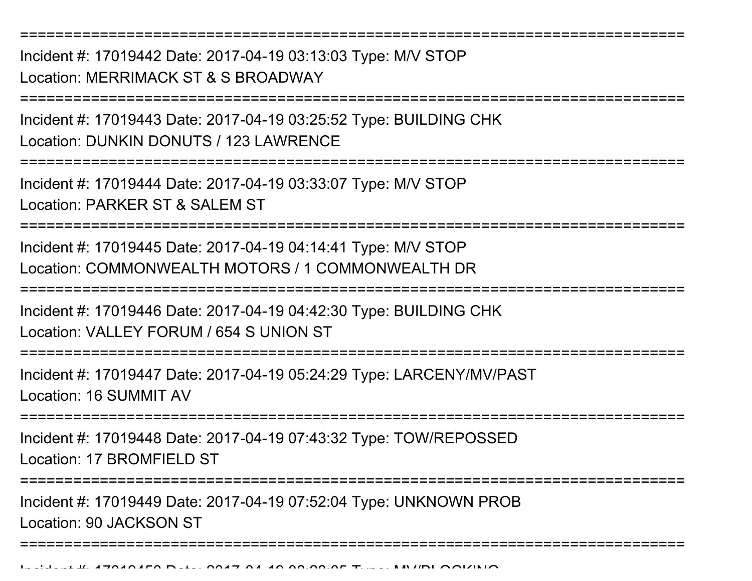===========================================================================

Incident #: 17019442 Date: 2017-04-19 03:13:03 Type: M/V STOP
Location: MERRIMACK ST & S BROADWAY

===========================================================================

Incident #: 17019443 Date: 2017-04-19 03:25:52 Type: BUILDING CHK
Location: DUNKIN DONUTS / 123 LAWRENCE

===========================================================================

Incident #: 17019444 Date: 2017-04-19 03:33:07 Type: M/V STOP
Location: PARKER ST & SALEM ST

===========================================================================

Incident #: 17019445 Date: 2017-04-19 04:14:41 Type: M/V STOP
Location: COMMONWEALTH MOTORS / 1 COMMONWEALTH DR

===========================================================================

Incident #: 17019446 Date: 2017-04-19 04:42:30 Type: BUILDING CHK
Location: VALLEY FORUM / 654 S UNION ST

===========================================================================

Incident #: 17019447 Date: 2017-04-19 05:24:29 Type: LARCENY/MV/PAST
Location: 16 SUMMIT AV

===========================================================================

Incident #: 17019448 Date: 2017-04-19 07:43:32 Type: TOW/REPOSSED
Location: 17 BROMFIELD ST

===========================================================================

Incident #: 17019449 Date: 2017-04-19 07:52:04 Type: UNKNOWN PROB
Location: 90 JACKSON ST

===========================================================================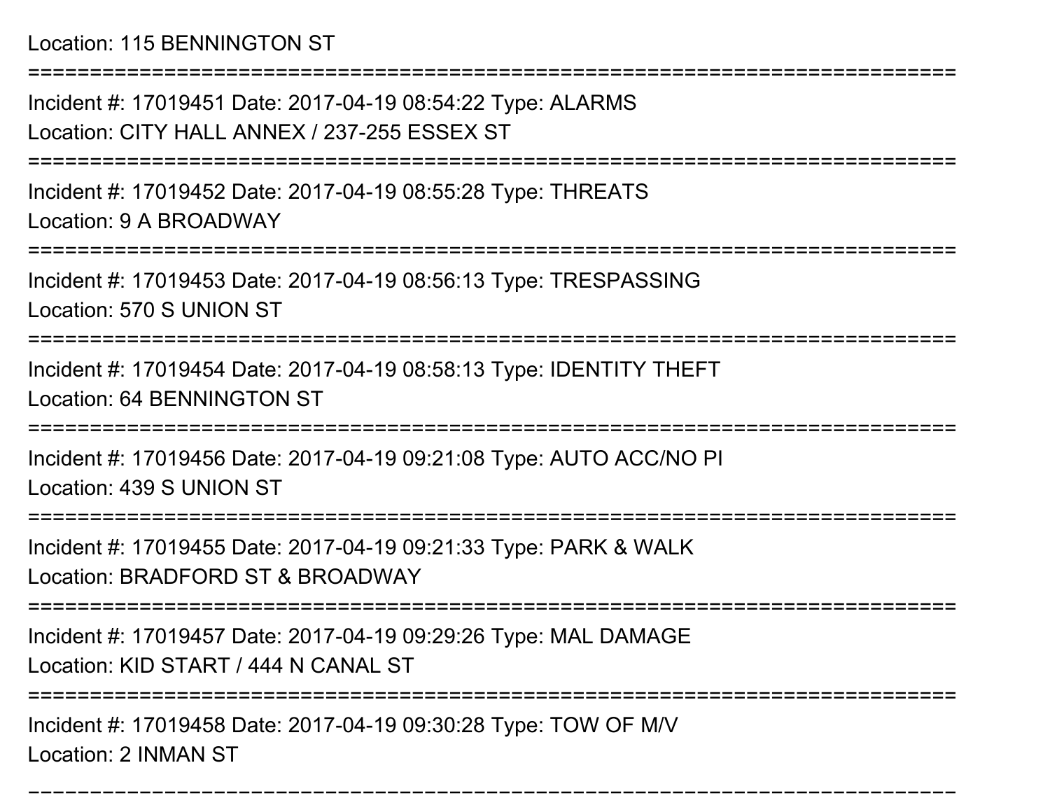Location: 115 BENNINGTON ST

===========================================================================

Incident #: 17019451 Date: 2017-04-19 08:54:22 Type: ALARMS

Location: CITY HALL ANNEX / 237-255 ESSEX ST

===========================================================================

Incident #: 17019452 Date: 2017-04-19 08:55:28 Type: THREATS

Location: 9 A BROADWAY

===========================================================================

Incident #: 17019453 Date: 2017-04-19 08:56:13 Type: TRESPASSING

Location: 570 S UNION ST

===========================================================================

Incident #: 17019454 Date: 2017-04-19 08:58:13 Type: IDENTITY THEFT

Location: 64 BENNINGTON ST

===========================================================================

Incident #: 17019456 Date: 2017-04-19 09:21:08 Type: AUTO ACC/NO PI

Location: 439 S UNION ST

===========================================================================

Incident #: 17019455 Date: 2017-04-19 09:21:33 Type: PARK & WALK

Location: BRADFORD ST & BROADWAY

===========================================================================

Incident #: 17019457 Date: 2017-04-19 09:29:26 Type: MAL DAMAGE

Location: KID START / 444 N CANAL ST

===========================================================================

Incident #: 17019458 Date: 2017-04-19 09:30:28 Type: TOW OF M/V

Location: 2 INMAN ST

===========================================================================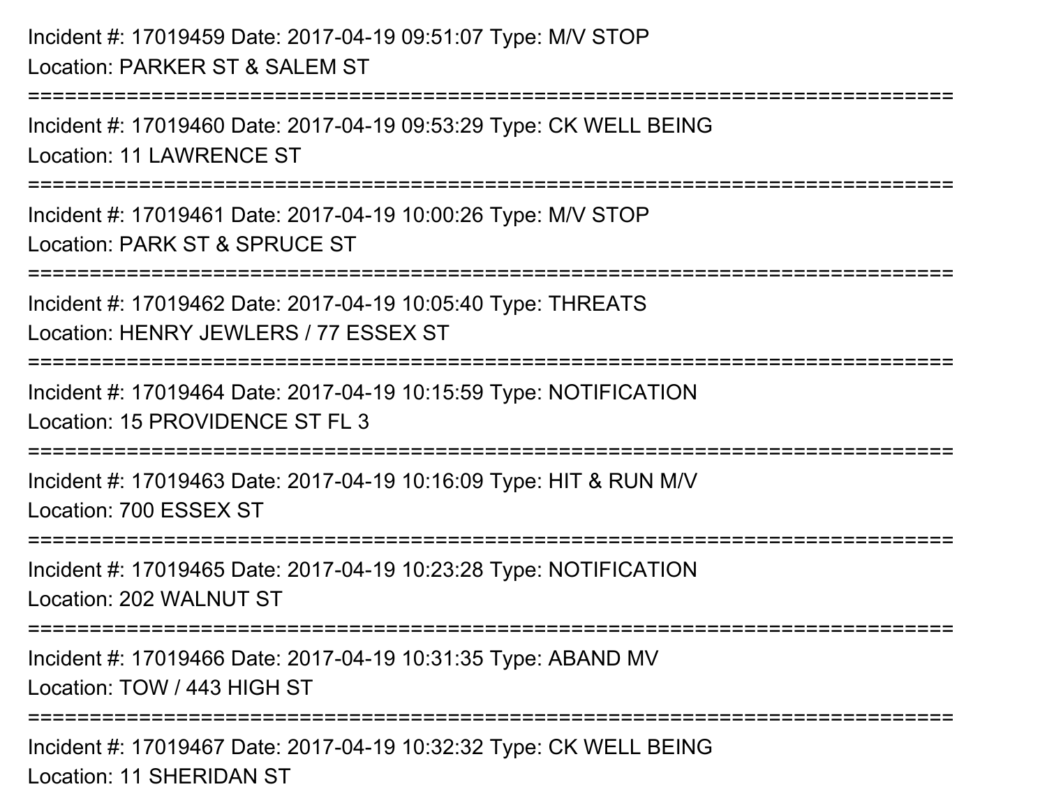Incident #: 17019459 Date: 2017-04-19 09:51:07 Type: M/V STOP
Location: PARKER ST & SALEM ST

===========================================================================

Incident #: 17019460 Date: 2017-04-19 09:53:29 Type: CK WELL BEING
Location: 11 LAWRENCE ST

===========================================================================

Incident #: 17019461 Date: 2017-04-19 10:00:26 Type: M/V STOP
Location: PARK ST & SPRUCE ST

===========================================================================

Incident #: 17019462 Date: 2017-04-19 10:05:40 Type: THREATS
Location: HENRY JEWLERS / 77 ESSEX ST

===========================================================================

Incident #: 17019464 Date: 2017-04-19 10:15:59 Type: NOTIFICATION
Location: 15 PROVIDENCE ST FL 3

===========================================================================

Incident #: 17019463 Date: 2017-04-19 10:16:09 Type: HIT & RUN M/V
Location: 700 ESSEX ST

===========================================================================

Incident #: 17019465 Date: 2017-04-19 10:23:28 Type: NOTIFICATION
Location: 202 WALNUT ST

===========================================================================

Incident #: 17019466 Date: 2017-04-19 10:31:35 Type: ABAND MV
Location: TOW / 443 HIGH ST

===========================================================================

Incident #: 17019467 Date: 2017-04-19 10:32:32 Type: CK WELL BEING
Location: 11 SHERIDAN ST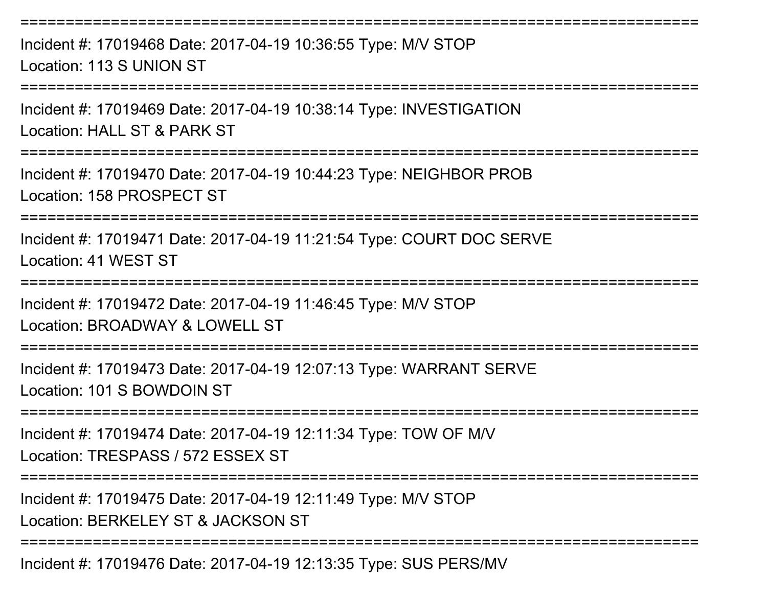===========================================================================

Incident #: 17019468 Date: 2017-04-19 10:36:55 Type: M/V STOP

Location: 113 S UNION ST

===========================================================================

Incident #: 17019469 Date: 2017-04-19 10:38:14 Type: INVESTIGATION

Location: HALL ST & PARK ST

===========================================================================

Incident #: 17019470 Date: 2017-04-19 10:44:23 Type: NEIGHBOR PROB

Location: 158 PROSPECT ST

===========================================================================

Incident #: 17019471 Date: 2017-04-19 11:21:54 Type: COURT DOC SERVE

Location: 41 WEST ST

===========================================================================

Incident #: 17019472 Date: 2017-04-19 11:46:45 Type: M/V STOP

Location: BROADWAY & LOWELL ST

===========================================================================

Incident #: 17019473 Date: 2017-04-19 12:07:13 Type: WARRANT SERVE

Location: 101 S BOWDOIN ST

===========================================================================

Incident #: 17019474 Date: 2017-04-19 12:11:34 Type: TOW OF M/V

Location: TRESPASS / 572 ESSEX ST

===========================================================================

Incident #: 17019475 Date: 2017-04-19 12:11:49 Type: M/V STOP

Location: BERKELEY ST & JACKSON ST

===========================================================================

Incident #: 17019476 Date: 2017-04-19 12:13:35 Type: SUS PERS/MV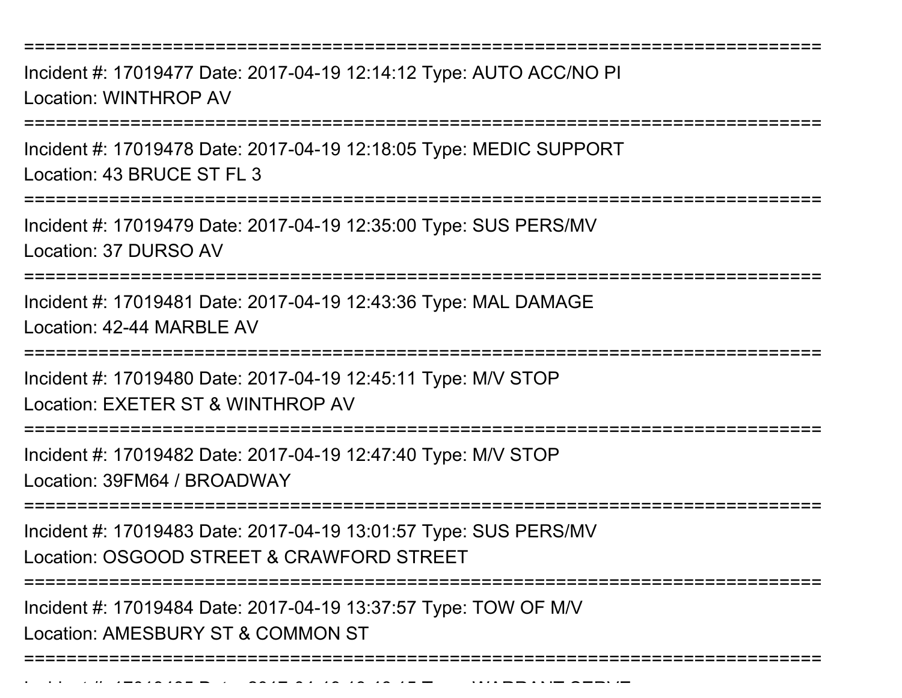===========================================================================
Incident #: 17019477 Date: 2017-04-19 12:14:12 Type: AUTO ACC/NO PI
Location: WINTHROP AV
===========================================================================
Incident #: 17019478 Date: 2017-04-19 12:18:05 Type: MEDIC SUPPORT
Location: 43 BRUCE ST FL 3
===========================================================================
Incident #: 17019479 Date: 2017-04-19 12:35:00 Type: SUS PERS/MV
Location: 37 DURSO AV
===========================================================================
Incident #: 17019481 Date: 2017-04-19 12:43:36 Type: MAL DAMAGE
Location: 42-44 MARBLE AV
===========================================================================
Incident #: 17019480 Date: 2017-04-19 12:45:11 Type: M/V STOP
Location: EXETER ST & WINTHROP AV
===========================================================================
Incident #: 17019482 Date: 2017-04-19 12:47:40 Type: M/V STOP
Location: 39FM64 / BROADWAY
===========================================================================
Incident #: 17019483 Date: 2017-04-19 13:01:57 Type: SUS PERS/MV
Location: OSGOOD STREET & CRAWFORD STREET
===========================================================================
Incident #: 17019484 Date: 2017-04-19 13:37:57 Type: TOW OF M/V
Location: AMESBURY ST & COMMON ST
===========================================================================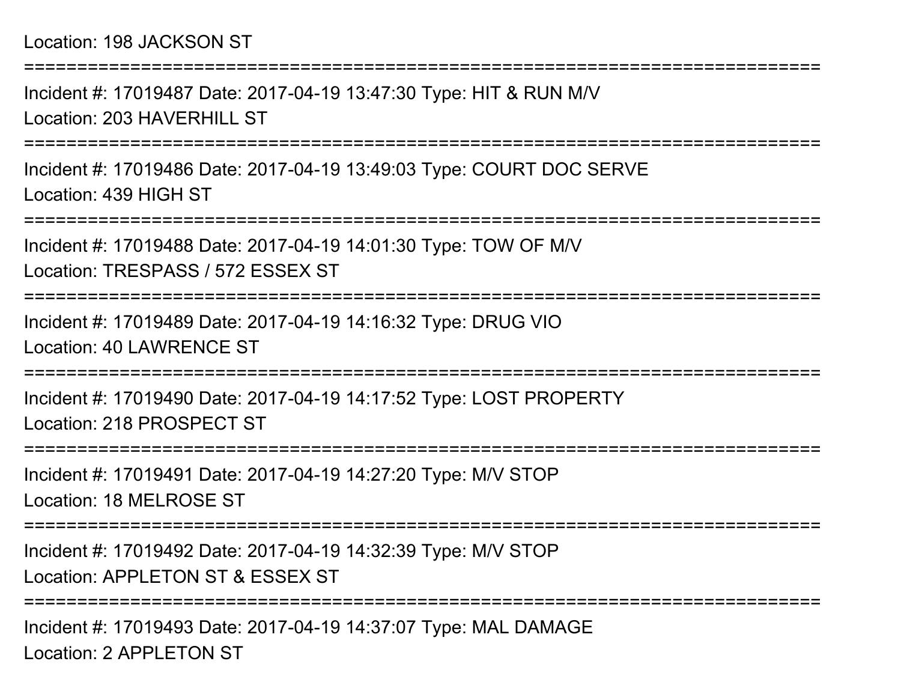Location: 198 JACKSON ST

===========================================================================

Incident #: 17019487 Date: 2017-04-19 13:47:30 Type: HIT & RUN M/V

Location: 203 HAVERHILL ST

===========================================================================

Incident #: 17019486 Date: 2017-04-19 13:49:03 Type: COURT DOC SERVE

Location: 439 HIGH ST

===========================================================================

Incident #: 17019488 Date: 2017-04-19 14:01:30 Type: TOW OF M/V

Location: TRESPASS / 572 ESSEX ST

===========================================================================

Incident #: 17019489 Date: 2017-04-19 14:16:32 Type: DRUG VIO

Location: 40 LAWRENCE ST

===========================================================================

Incident #: 17019490 Date: 2017-04-19 14:17:52 Type: LOST PROPERTY

Location: 218 PROSPECT ST

===========================================================================

Incident #: 17019491 Date: 2017-04-19 14:27:20 Type: M/V STOP

Location: 18 MELROSE ST

===========================================================================

Incident #: 17019492 Date: 2017-04-19 14:32:39 Type: M/V STOP

Location: APPLETON ST & ESSEX ST

===========================================================================

Incident #: 17019493 Date: 2017-04-19 14:37:07 Type: MAL DAMAGE

Location: 2 APPLETON ST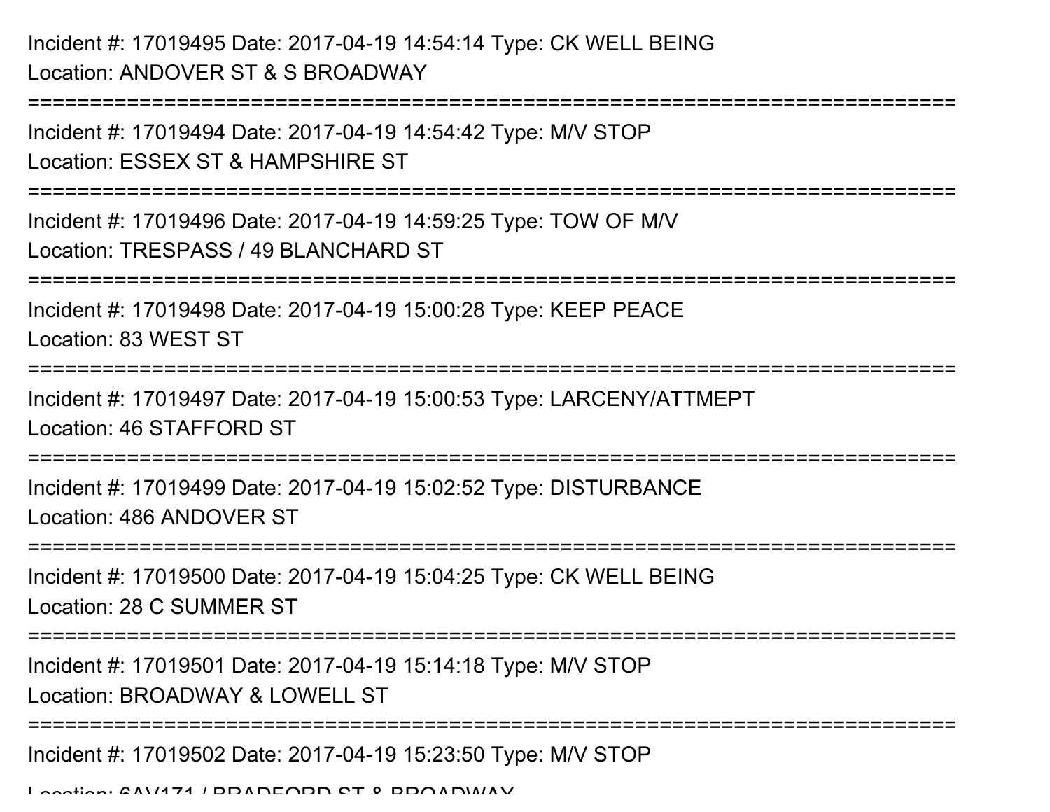Incident #: 17019495 Date: 2017-04-19 14:54:14 Type: CK WELL BEING
Location: ANDOVER ST & S BROADWAY

===========================================================================

Incident #: 17019494 Date: 2017-04-19 14:54:42 Type: M/V STOP
Location: ESSEX ST & HAMPSHIRE ST

===========================================================================

Incident #: 17019496 Date: 2017-04-19 14:59:25 Type: TOW OF M/V
Location: TRESPASS / 49 BLANCHARD ST

===========================================================================

Incident #: 17019498 Date: 2017-04-19 15:00:28 Type: KEEP PEACE
Location: 83 WEST ST

===========================================================================

Incident #: 17019497 Date: 2017-04-19 15:00:53 Type: LARCENY/ATTMEPT
Location: 46 STAFFORD ST

===========================================================================

Incident #: 17019499 Date: 2017-04-19 15:02:52 Type: DISTURBANCE
Location: 486 ANDOVER ST

===========================================================================

Incident #: 17019500 Date: 2017-04-19 15:04:25 Type: CK WELL BEING
Location: 28 C SUMMER ST

===========================================================================

Incident #: 17019501 Date: 2017-04-19 15:14:18 Type: M/V STOP
Location: BROADWAY & LOWELL ST

===========================================================================

Incident #: 17019502 Date: 2017-04-19 15:23:50 Type: M/V STOP
Location: 6AV171 / BRADFORD ST & BROADWAY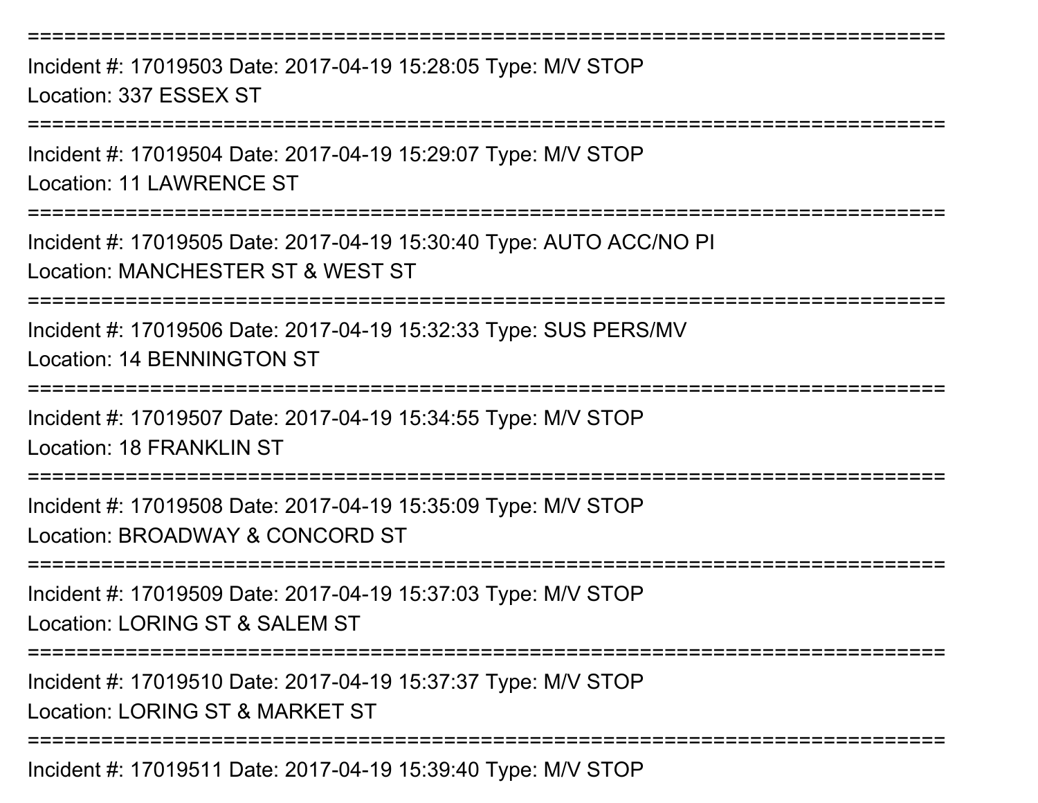===========================================================================
Incident #: 17019503 Date: 2017-04-19 15:28:05 Type: M/V STOP
Location: 337 ESSEX ST
===========================================================================
Incident #: 17019504 Date: 2017-04-19 15:29:07 Type: M/V STOP
Location: 11 LAWRENCE ST
===========================================================================
Incident #: 17019505 Date: 2017-04-19 15:30:40 Type: AUTO ACC/NO PI
Location: MANCHESTER ST & WEST ST
===========================================================================
Incident #: 17019506 Date: 2017-04-19 15:32:33 Type: SUS PERS/MV
Location: 14 BENNINGTON ST
===========================================================================
Incident #: 17019507 Date: 2017-04-19 15:34:55 Type: M/V STOP
Location: 18 FRANKLIN ST
===========================================================================
Incident #: 17019508 Date: 2017-04-19 15:35:09 Type: M/V STOP
Location: BROADWAY & CONCORD ST
===========================================================================
Incident #: 17019509 Date: 2017-04-19 15:37:03 Type: M/V STOP
Location: LORING ST & SALEM ST
===========================================================================
Incident #: 17019510 Date: 2017-04-19 15:37:37 Type: M/V STOP
Location: LORING ST & MARKET ST
===========================================================================
Incident #: 17019511 Date: 2017-04-19 15:39:40 Type: M/V STOP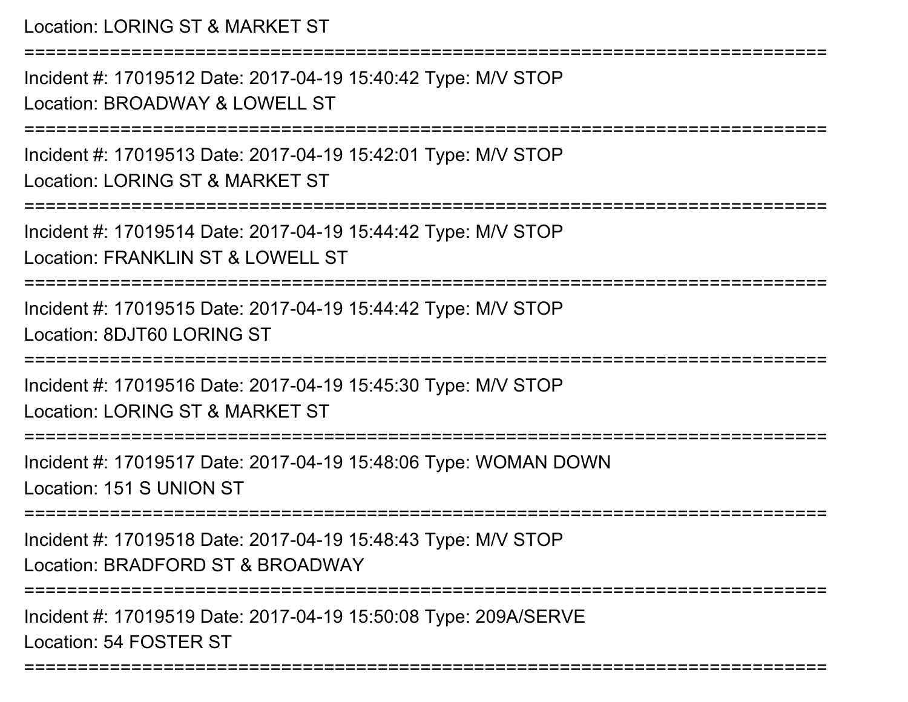Location: LORING ST & MARKET ST

===========================================================================

Incident #: 17019512 Date: 2017-04-19 15:40:42 Type: M/V STOP

Location: BROADWAY & LOWELL ST

===========================================================================

Incident #: 17019513 Date: 2017-04-19 15:42:01 Type: M/V STOP

Location: LORING ST & MARKET ST

===========================================================================

Incident #: 17019514 Date: 2017-04-19 15:44:42 Type: M/V STOP

Location: FRANKLIN ST & LOWELL ST

===========================================================================

Incident #: 17019515 Date: 2017-04-19 15:44:42 Type: M/V STOP

Location: 8DJT60 LORING ST

===========================================================================

Incident #: 17019516 Date: 2017-04-19 15:45:30 Type: M/V STOP

Location: LORING ST & MARKET ST

===========================================================================

Incident #: 17019517 Date: 2017-04-19 15:48:06 Type: WOMAN DOWN

Location: 151 S UNION ST

===========================================================================

Incident #: 17019518 Date: 2017-04-19 15:48:43 Type: M/V STOP

Location: BRADFORD ST & BROADWAY

===========================================================================

Incident #: 17019519 Date: 2017-04-19 15:50:08 Type: 209A/SERVE

Location: 54 FOSTER ST

===========================================================================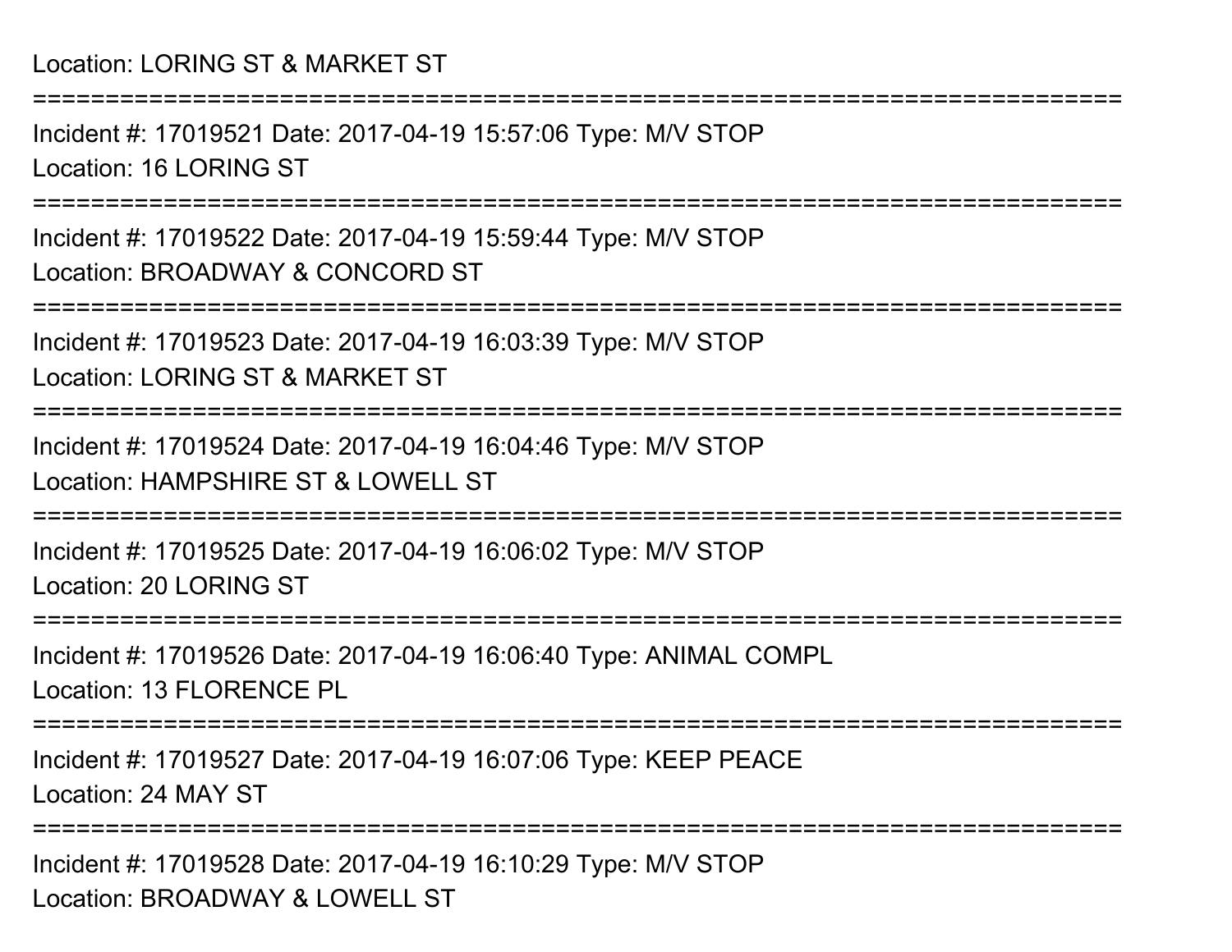Location: LORING ST & MARKET ST

===========================================================================

Incident #: 17019521 Date: 2017-04-19 15:57:06 Type: M/V STOP

Location: 16 LORING ST

===========================================================================

Incident #: 17019522 Date: 2017-04-19 15:59:44 Type: M/V STOP

Location: BROADWAY & CONCORD ST

===========================================================================

Incident #: 17019523 Date: 2017-04-19 16:03:39 Type: M/V STOP

Location: LORING ST & MARKET ST

===========================================================================

Incident #: 17019524 Date: 2017-04-19 16:04:46 Type: M/V STOP

Location: HAMPSHIRE ST & LOWELL ST

===========================================================================

Incident #: 17019525 Date: 2017-04-19 16:06:02 Type: M/V STOP

Location: 20 LORING ST

===========================================================================

Incident #: 17019526 Date: 2017-04-19 16:06:40 Type: ANIMAL COMPL

Location: 13 FLORENCE PL

===========================================================================

Incident #: 17019527 Date: 2017-04-19 16:07:06 Type: KEEP PEACE

Location: 24 MAY ST

===========================================================================

Incident #: 17019528 Date: 2017-04-19 16:10:29 Type: M/V STOP

Location: BROADWAY & LOWELL ST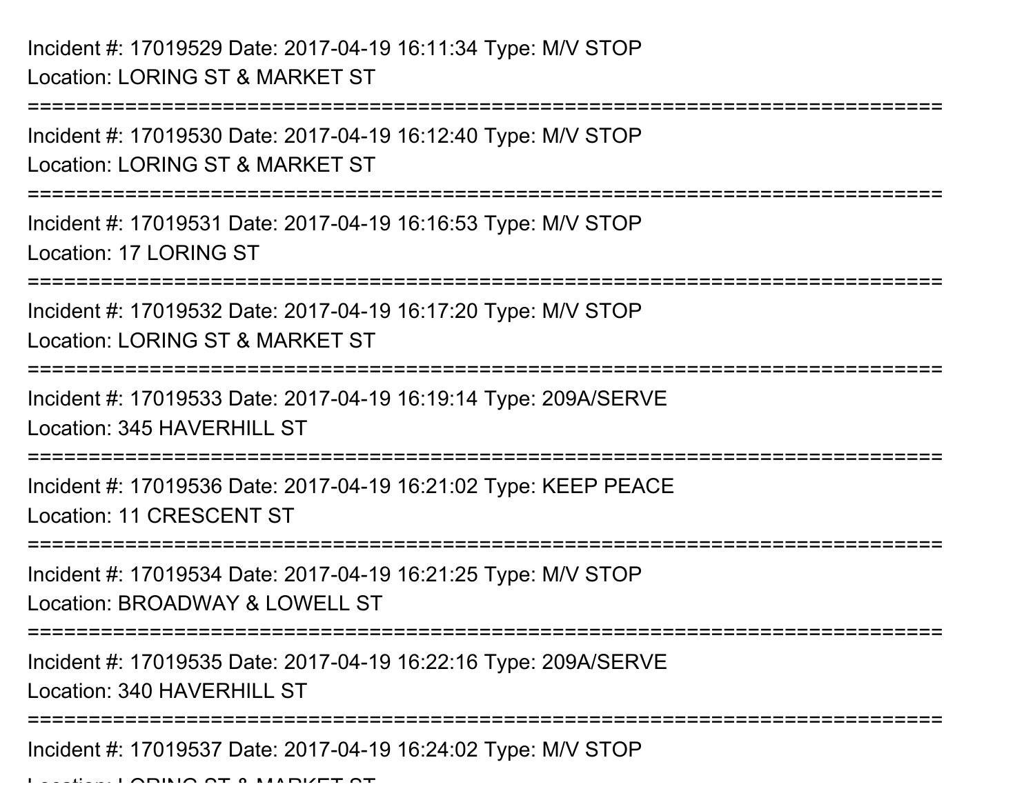Incident #: 17019529 Date: 2017-04-19 16:11:34 Type: M/V STOP
Location: LORING ST & MARKET ST

===========================================================================

Incident #: 17019530 Date: 2017-04-19 16:12:40 Type: M/V STOP
Location: LORING ST & MARKET ST

===========================================================================

Incident #: 17019531 Date: 2017-04-19 16:16:53 Type: M/V STOP
Location: 17 LORING ST

===========================================================================

Incident #: 17019532 Date: 2017-04-19 16:17:20 Type: M/V STOP
Location: LORING ST & MARKET ST

===========================================================================

Incident #: 17019533 Date: 2017-04-19 16:19:14 Type: 209A/SERVE
Location: 345 HAVERHILL ST

===========================================================================

Incident #: 17019536 Date: 2017-04-19 16:21:02 Type: KEEP PEACE
Location: 11 CRESCENT ST

===========================================================================

Incident #: 17019534 Date: 2017-04-19 16:21:25 Type: M/V STOP
Location: BROADWAY & LOWELL ST

===========================================================================

Incident #: 17019535 Date: 2017-04-19 16:22:16 Type: 209A/SERVE
Location: 340 HAVERHILL ST

===========================================================================

Incident #: 17019537 Date: 2017-04-19 16:24:02 Type: M/V STOP
Location: LORING ST & MARKET ST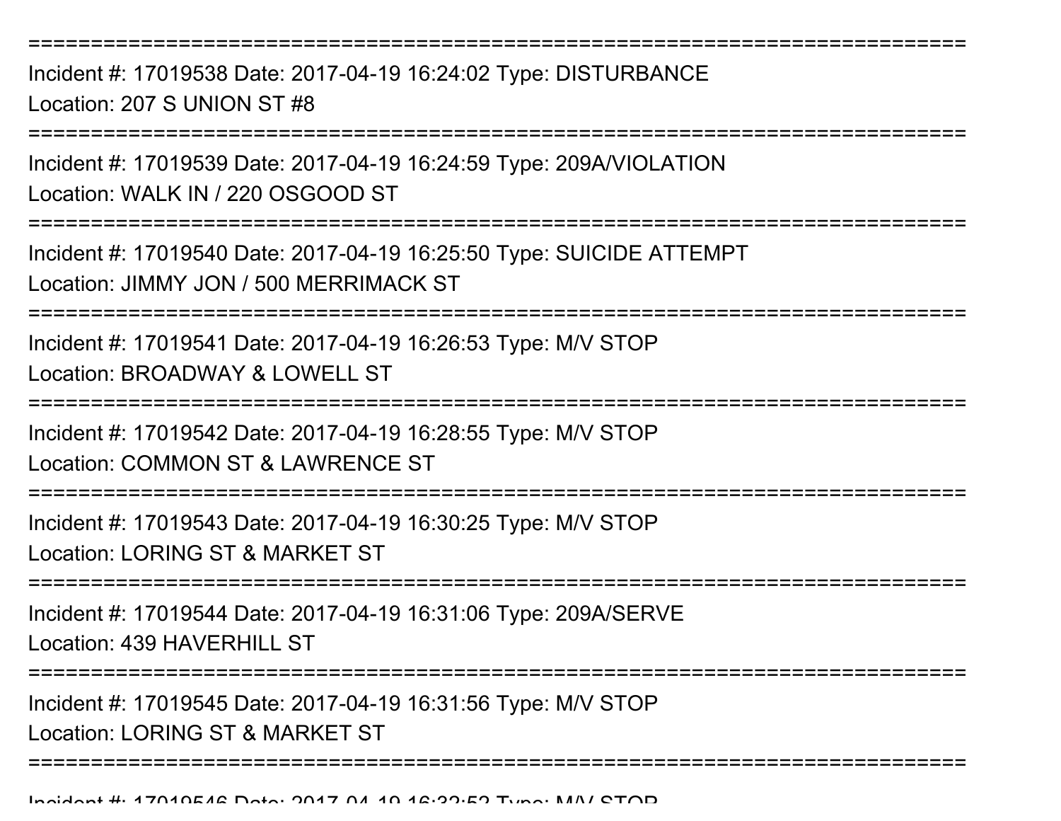================================================================================

Incident #: 17019538 Date: 2017-04-19 16:24:02 Type: DISTURBANCE

Location: 207 S UNION ST #8

================================================================================

Incident #: 17019539 Date: 2017-04-19 16:24:59 Type: 209A/VIOLATION

Location: WALK IN / 220 OSGOOD ST

================================================================================

Incident #: 17019540 Date: 2017-04-19 16:25:50 Type: SUICIDE ATTEMPT

Location: JIMMY JON / 500 MERRIMACK ST

================================================================================

Incident #: 17019541 Date: 2017-04-19 16:26:53 Type: M/V STOP

Location: BROADWAY & LOWELL ST

================================================================================

Incident #: 17019542 Date: 2017-04-19 16:28:55 Type: M/V STOP

Location: COMMON ST & LAWRENCE ST

================================================================================

Incident #: 17019543 Date: 2017-04-19 16:30:25 Type: M/V STOP

Location: LORING ST & MARKET ST

================================================================================

Incident #: 17019544 Date: 2017-04-19 16:31:06 Type: 209A/SERVE

Location: 439 HAVERHILL ST

================================================================================

Incident #: 17019545 Date: 2017-04-19 16:31:56 Type: M/V STOP

Location: LORING ST & MARKET ST

================================================================================

Incident #: 17019546 Date: 2017-04-19 16:32:52 Type: M/V STOP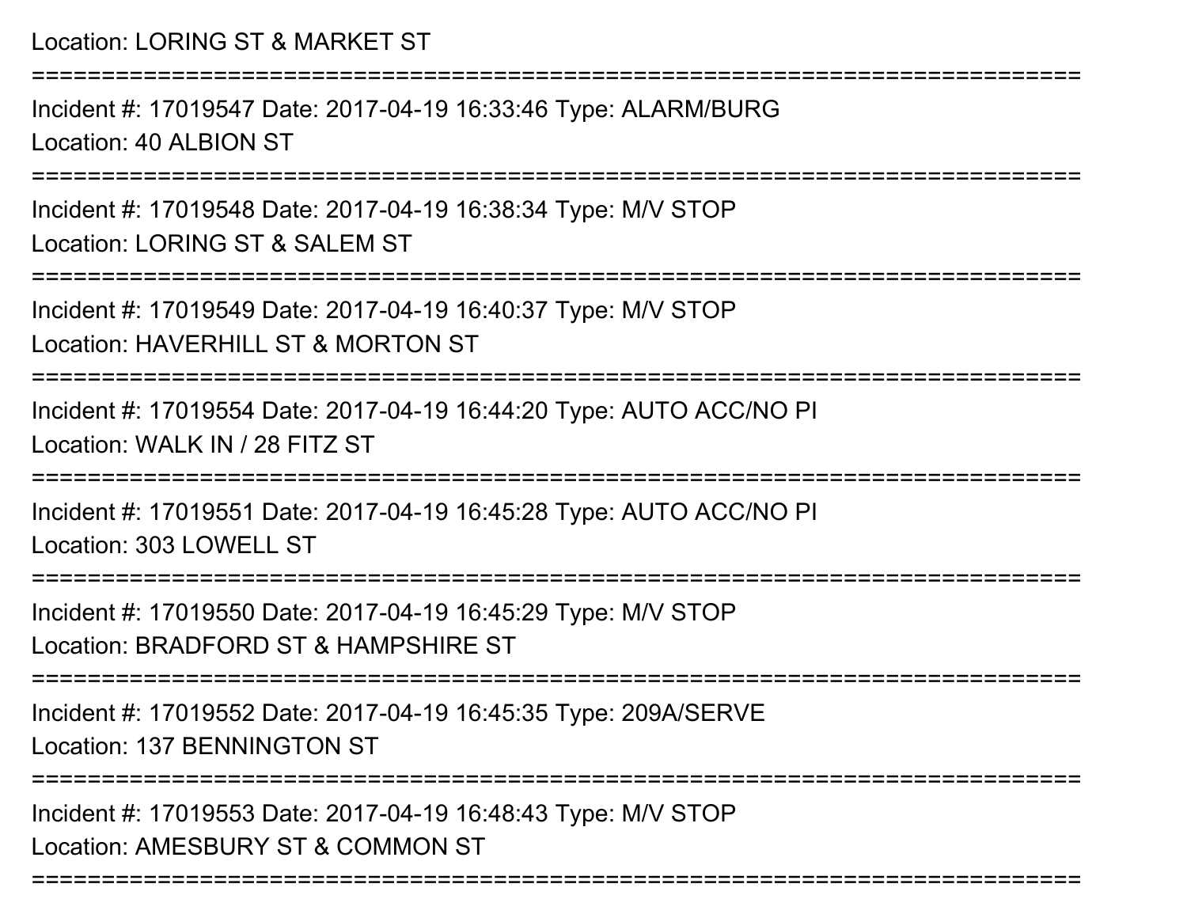Location: LORING ST & MARKET ST

===========================================================================

Incident #: 17019547 Date: 2017-04-19 16:33:46 Type: ALARM/BURG

Location: 40 ALBION ST

===========================================================================

Incident #: 17019548 Date: 2017-04-19 16:38:34 Type: M/V STOP

Location: LORING ST & SALEM ST

===========================================================================

Incident #: 17019549 Date: 2017-04-19 16:40:37 Type: M/V STOP

Location: HAVERHILL ST & MORTON ST

===========================================================================

Incident #: 17019554 Date: 2017-04-19 16:44:20 Type: AUTO ACC/NO PI

Location: WALK IN / 28 FITZ ST

===========================================================================

Incident #: 17019551 Date: 2017-04-19 16:45:28 Type: AUTO ACC/NO PI

Location: 303 LOWELL ST

===========================================================================

Incident #: 17019550 Date: 2017-04-19 16:45:29 Type: M/V STOP

Location: BRADFORD ST & HAMPSHIRE ST

===========================================================================

Incident #: 17019552 Date: 2017-04-19 16:45:35 Type: 209A/SERVE

Location: 137 BENNINGTON ST

===========================================================================

Incident #: 17019553 Date: 2017-04-19 16:48:43 Type: M/V STOP

Location: AMESBURY ST & COMMON ST

===========================================================================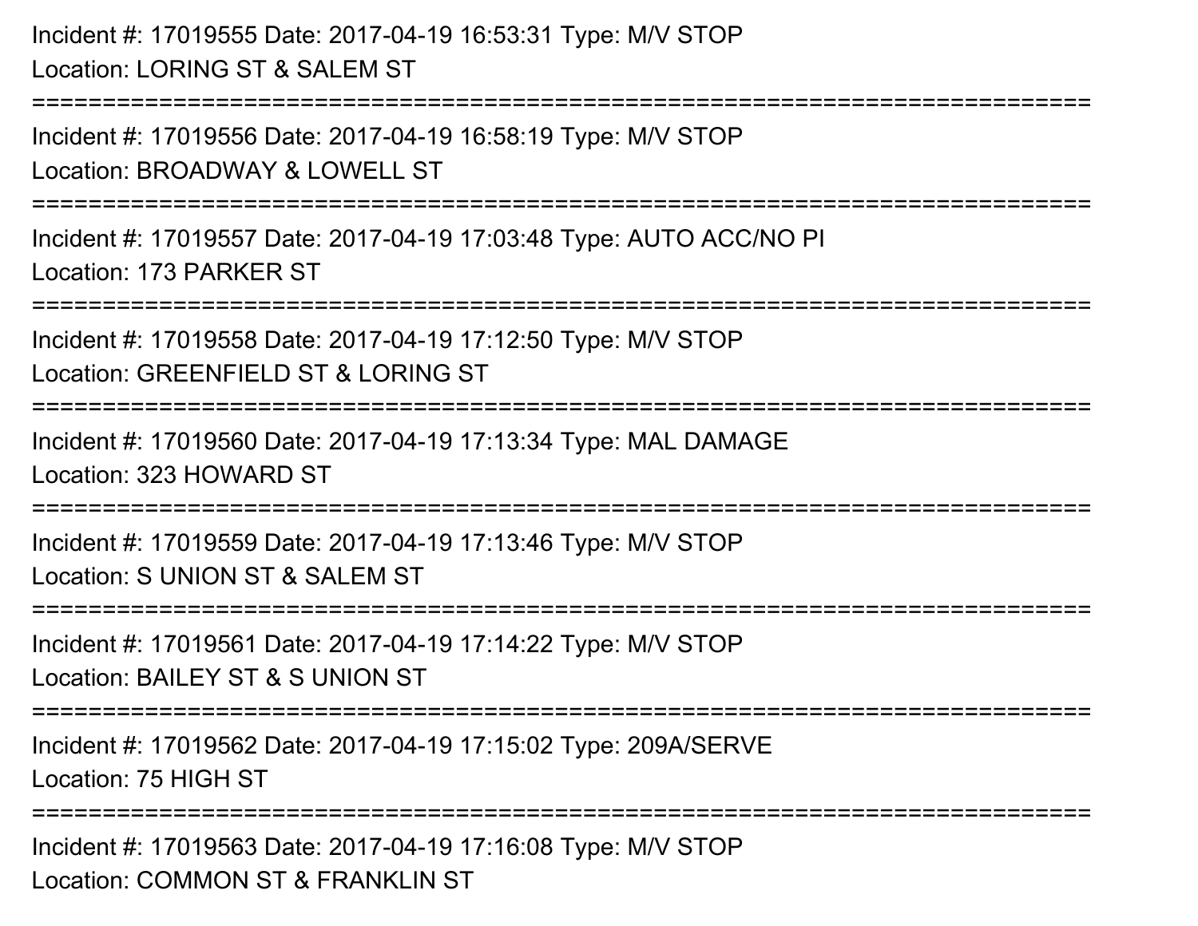Incident #: 17019555 Date: 2017-04-19 16:53:31 Type: M/V STOP
Location: LORING ST & SALEM ST

===========================================================================

Incident #: 17019556 Date: 2017-04-19 16:58:19 Type: M/V STOP
Location: BROADWAY & LOWELL ST

===========================================================================

Incident #: 17019557 Date: 2017-04-19 17:03:48 Type: AUTO ACC/NO PI
Location: 173 PARKER ST

===========================================================================

Incident #: 17019558 Date: 2017-04-19 17:12:50 Type: M/V STOP
Location: GREENFIELD ST & LORING ST

===========================================================================

Incident #: 17019560 Date: 2017-04-19 17:13:34 Type: MAL DAMAGE
Location: 323 HOWARD ST

===========================================================================

Incident #: 17019559 Date: 2017-04-19 17:13:46 Type: M/V STOP
Location: S UNION ST & SALEM ST

===========================================================================

Incident #: 17019561 Date: 2017-04-19 17:14:22 Type: M/V STOP
Location: BAILEY ST & S UNION ST

===========================================================================

Incident #: 17019562 Date: 2017-04-19 17:15:02 Type: 209A/SERVE
Location: 75 HIGH ST

===========================================================================

Incident #: 17019563 Date: 2017-04-19 17:16:08 Type: M/V STOP
Location: COMMON ST & FRANKLIN ST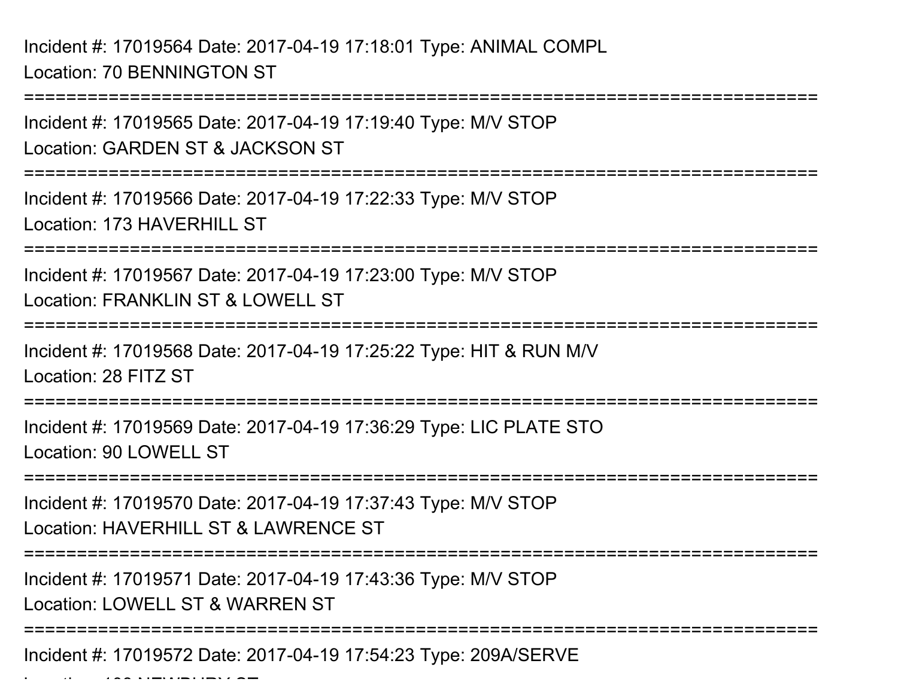Incident #: 17019564 Date: 2017-04-19 17:18:01 Type: ANIMAL COMPL
Location: 70 BENNINGTON ST

===========================================================================

Incident #: 17019565 Date: 2017-04-19 17:19:40 Type: M/V STOP
Location: GARDEN ST & JACKSON ST

===========================================================================

Incident #: 17019566 Date: 2017-04-19 17:22:33 Type: M/V STOP
Location: 173 HAVERHILL ST

===========================================================================

Incident #: 17019567 Date: 2017-04-19 17:23:00 Type: M/V STOP
Location: FRANKLIN ST & LOWELL ST

===========================================================================

Incident #: 17019568 Date: 2017-04-19 17:25:22 Type: HIT & RUN M/V
Location: 28 FITZ ST

===========================================================================

Incident #: 17019569 Date: 2017-04-19 17:36:29 Type: LIC PLATE STO
Location: 90 LOWELL ST

===========================================================================

Incident #: 17019570 Date: 2017-04-19 17:37:43 Type: M/V STOP
Location: HAVERHILL ST & LAWRENCE ST

===========================================================================

Incident #: 17019571 Date: 2017-04-19 17:43:36 Type: M/V STOP
Location: LOWELL ST & WARREN ST

===========================================================================

Incident #: 17019572 Date: 2017-04-19 17:54:23 Type: 209A/SERVE
Location: 100 NEWBURY ST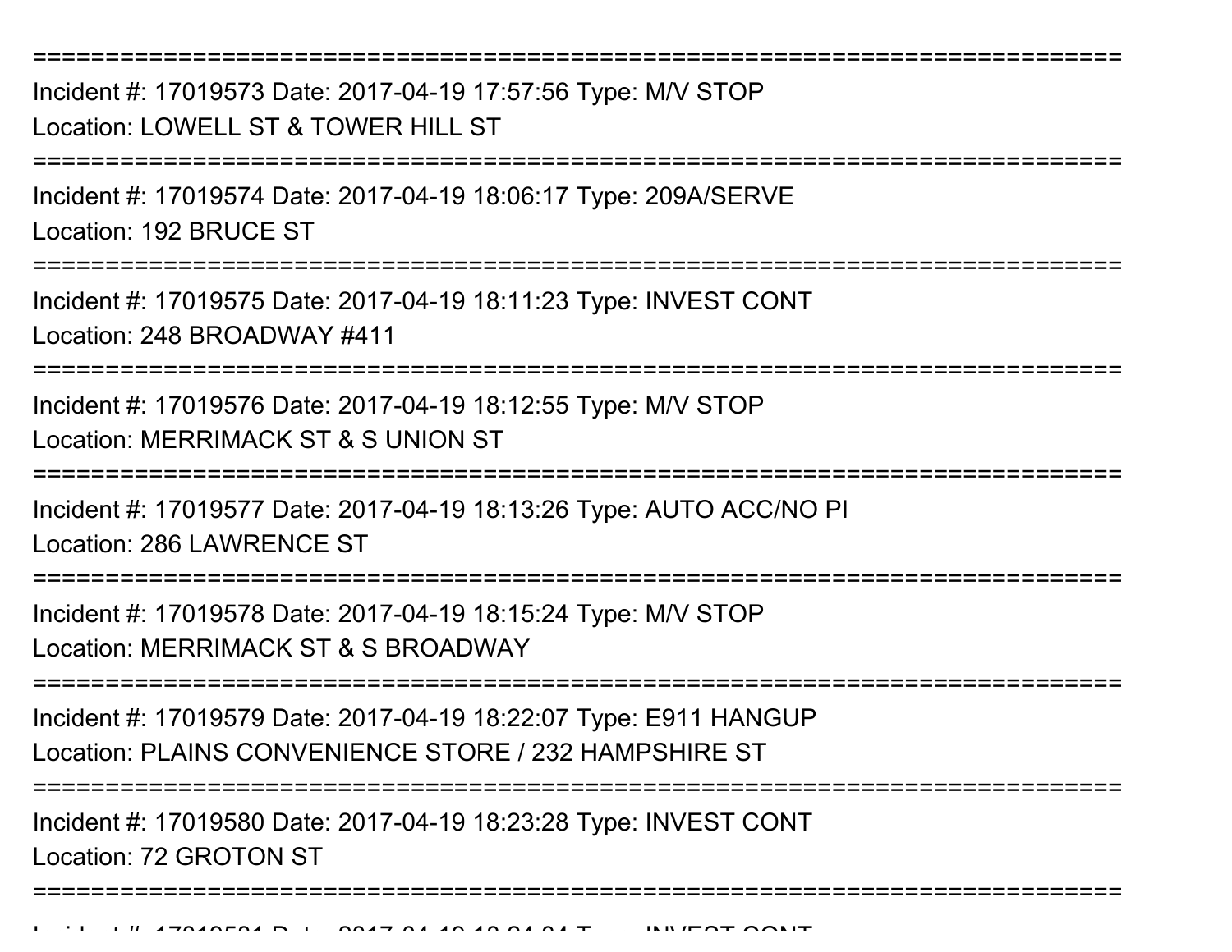===========================================================================

Incident #: 17019573 Date: 2017-04-19 17:57:56 Type: M/V STOP
Location: LOWELL ST & TOWER HILL ST

===========================================================================

Incident #: 17019574 Date: 2017-04-19 18:06:17 Type: 209A/SERVE
Location: 192 BRUCE ST

===========================================================================

Incident #: 17019575 Date: 2017-04-19 18:11:23 Type: INVEST CONT
Location: 248 BROADWAY #411

===========================================================================

Incident #: 17019576 Date: 2017-04-19 18:12:55 Type: M/V STOP
Location: MERRIMACK ST & S UNION ST

===========================================================================

Incident #: 17019577 Date: 2017-04-19 18:13:26 Type: AUTO ACC/NO PI
Location: 286 LAWRENCE ST

===========================================================================

Incident #: 17019578 Date: 2017-04-19 18:15:24 Type: M/V STOP
Location: MERRIMACK ST & S BROADWAY

===========================================================================

Incident #: 17019579 Date: 2017-04-19 18:22:07 Type: E911 HANGUP
Location: PLAINS CONVENIENCE STORE / 232 HAMPSHIRE ST

===========================================================================

Incident #: 17019580 Date: 2017-04-19 18:23:28 Type: INVEST CONT
Location: 72 GROTON ST

===========================================================================

Incident #: 17019581 Date: 2017-04-19 18:24:34 Type: INVEST CONT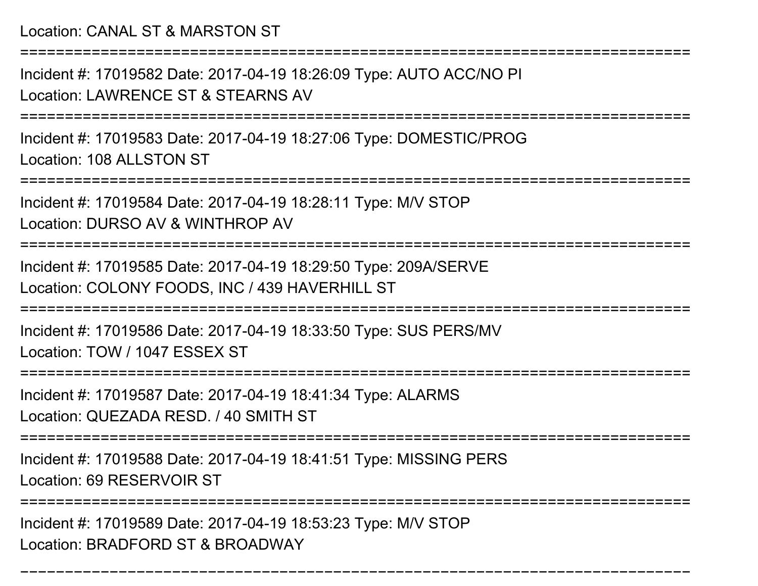Location: CANAL ST & MARSTON ST

===========================================================================

Incident #: 17019582 Date: 2017-04-19 18:26:09 Type: AUTO ACC/NO PI

Location: LAWRENCE ST & STEARNS AV

===========================================================================

Incident #: 17019583 Date: 2017-04-19 18:27:06 Type: DOMESTIC/PROG

Location: 108 ALLSTON ST

===========================================================================

Incident #: 17019584 Date: 2017-04-19 18:28:11 Type: M/V STOP

Location: DURSO AV & WINTHROP AV

===========================================================================

Incident #: 17019585 Date: 2017-04-19 18:29:50 Type: 209A/SERVE

Location: COLONY FOODS, INC / 439 HAVERHILL ST

===========================================================================

Incident #: 17019586 Date: 2017-04-19 18:33:50 Type: SUS PERS/MV

Location: TOW / 1047 ESSEX ST

===========================================================================

Incident #: 17019587 Date: 2017-04-19 18:41:34 Type: ALARMS

Location: QUEZADA RESD. / 40 SMITH ST

===========================================================================

Incident #: 17019588 Date: 2017-04-19 18:41:51 Type: MISSING PERS

Location: 69 RESERVOIR ST

===========================================================================

Incident #: 17019589 Date: 2017-04-19 18:53:23 Type: M/V STOP

Location: BRADFORD ST & BROADWAY

===========================================================================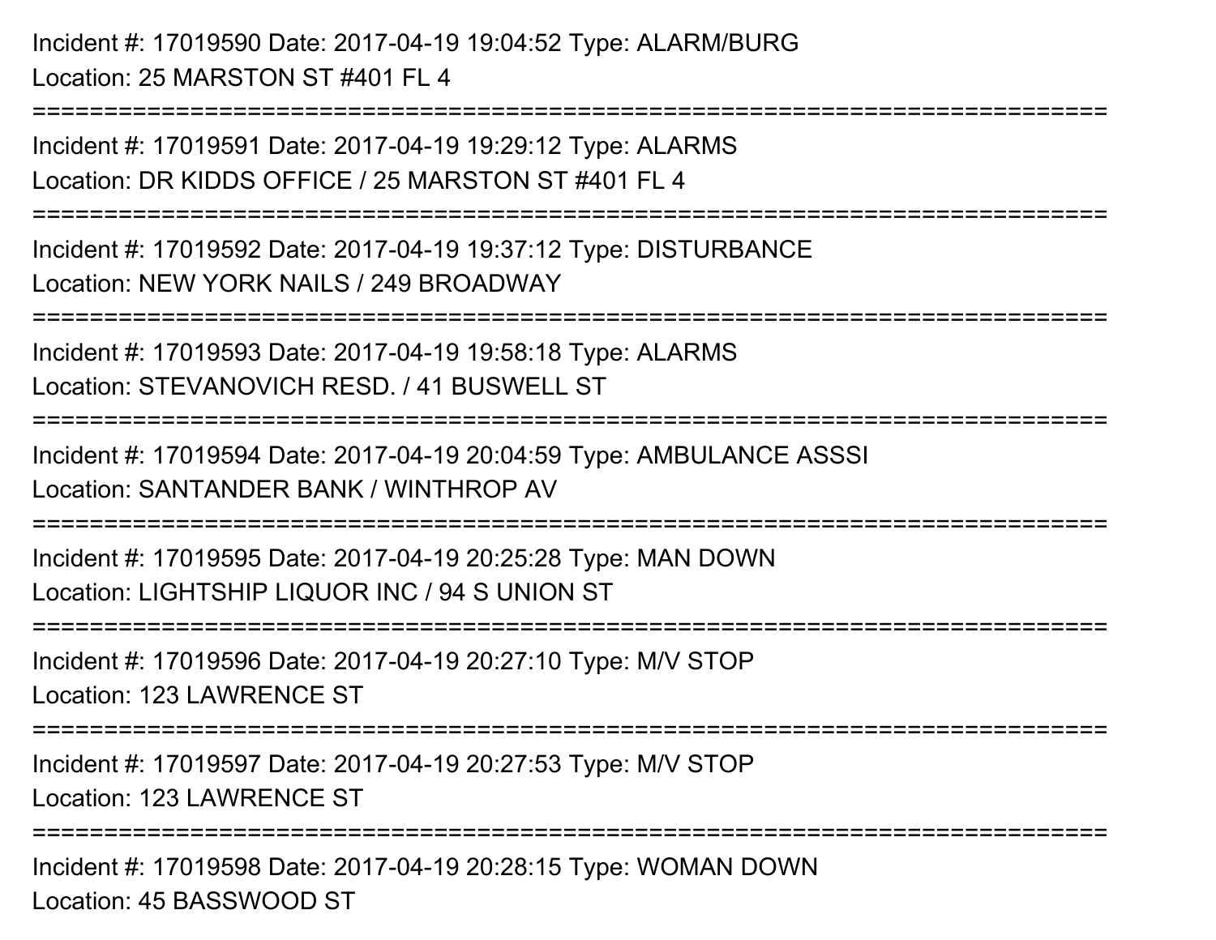Incident #: 17019590 Date: 2017-04-19 19:04:52 Type: ALARM/BURG
Location: 25 MARSTON ST #401 FL 4

===========================================================================

Incident #: 17019591 Date: 2017-04-19 19:29:12 Type: ALARMS
Location: DR KIDDS OFFICE / 25 MARSTON ST #401 FL 4

===========================================================================

Incident #: 17019592 Date: 2017-04-19 19:37:12 Type: DISTURBANCE
Location: NEW YORK NAILS / 249 BROADWAY

===========================================================================

Incident #: 17019593 Date: 2017-04-19 19:58:18 Type: ALARMS
Location: STEVANOVICH RESD. / 41 BUSWELL ST

===========================================================================

Incident #: 17019594 Date: 2017-04-19 20:04:59 Type: AMBULANCE ASSSI
Location: SANTANDER BANK / WINTHROP AV

===========================================================================

Incident #: 17019595 Date: 2017-04-19 20:25:28 Type: MAN DOWN
Location: LIGHTSHIP LIQUOR INC / 94 S UNION ST

===========================================================================

Incident #: 17019596 Date: 2017-04-19 20:27:10 Type: M/V STOP
Location: 123 LAWRENCE ST

===========================================================================

Incident #: 17019597 Date: 2017-04-19 20:27:53 Type: M/V STOP
Location: 123 LAWRENCE ST

===========================================================================

Incident #: 17019598 Date: 2017-04-19 20:28:15 Type: WOMAN DOWN
Location: 45 BASSWOOD ST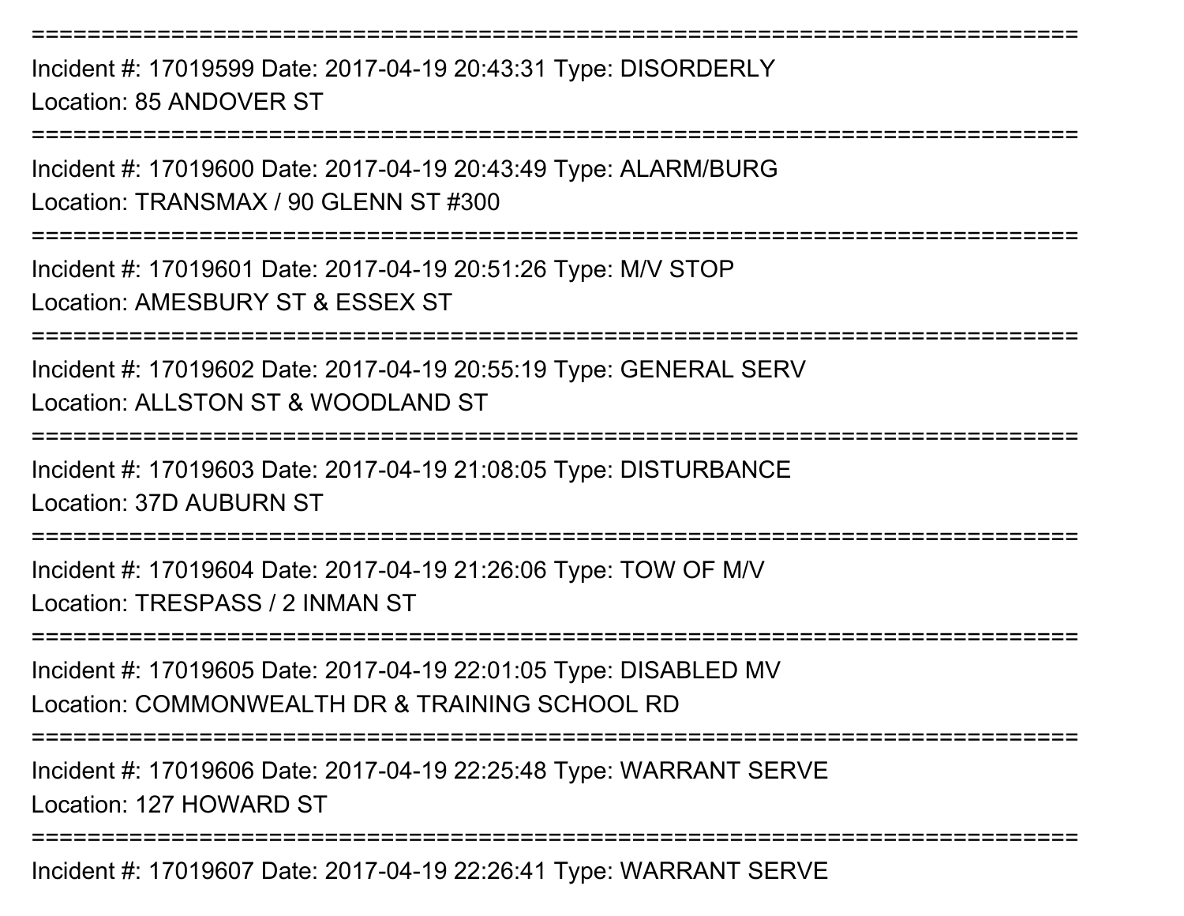==============================================================================

Incident #: 17019599 Date: 2017-04-19 20:43:31 Type: DISORDERLY
Location: 85 ANDOVER ST

==============================================================================

Incident #: 17019600 Date: 2017-04-19 20:43:49 Type: ALARM/BURG
Location: TRANSMAX / 90 GLENN ST #300

==============================================================================

Incident #: 17019601 Date: 2017-04-19 20:51:26 Type: M/V STOP
Location: AMESBURY ST & ESSEX ST

==============================================================================

Incident #: 17019602 Date: 2017-04-19 20:55:19 Type: GENERAL SERV
Location: ALLSTON ST & WOODLAND ST

==============================================================================

Incident #: 17019603 Date: 2017-04-19 21:08:05 Type: DISTURBANCE
Location: 37D AUBURN ST

==============================================================================

Incident #: 17019604 Date: 2017-04-19 21:26:06 Type: TOW OF M/V
Location: TRESPASS / 2 INMAN ST

==============================================================================

Incident #: 17019605 Date: 2017-04-19 22:01:05 Type: DISABLED MV
Location: COMMONWEALTH DR & TRAINING SCHOOL RD

==============================================================================

Incident #: 17019606 Date: 2017-04-19 22:25:48 Type: WARRANT SERVE
Location: 127 HOWARD ST

==============================================================================

Incident #: 17019607 Date: 2017-04-19 22:26:41 Type: WARRANT SERVE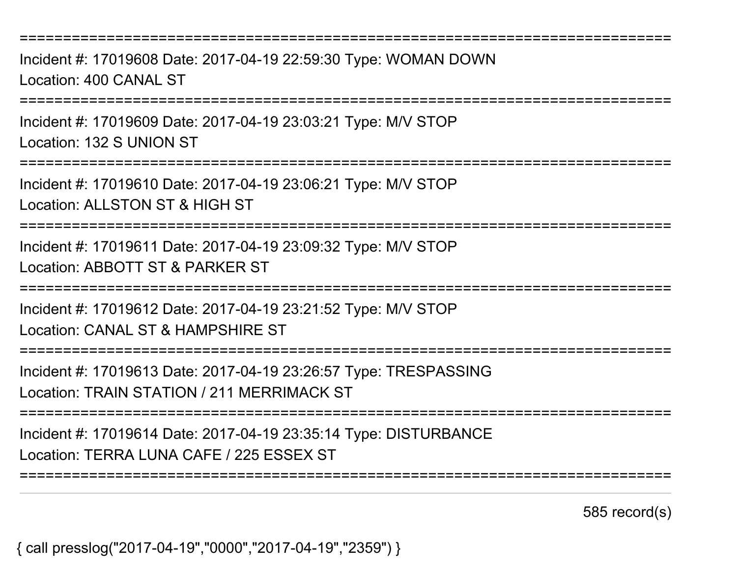===========================================================================
Incident #: 17019608 Date: 2017-04-19 22:59:30 Type: WOMAN DOWN
Location: 400 CANAL ST
===========================================================================
Incident #: 17019609 Date: 2017-04-19 23:03:21 Type: M/V STOP
Location: 132 S UNION ST
===========================================================================
Incident #: 17019610 Date: 2017-04-19 23:06:21 Type: M/V STOP
Location: ALLSTON ST & HIGH ST
===========================================================================
Incident #: 17019611 Date: 2017-04-19 23:09:32 Type: M/V STOP
Location: ABBOTT ST & PARKER ST
===========================================================================
Incident #: 17019612 Date: 2017-04-19 23:21:52 Type: M/V STOP
Location: CANAL ST & HAMPSHIRE ST
===========================================================================
Incident #: 17019613 Date: 2017-04-19 23:26:57 Type: TRESPASSING
Location: TRAIN STATION / 211 MERRIMACK ST
===========================================================================
Incident #: 17019614 Date: 2017-04-19 23:35:14 Type: DISTURBANCE
Location: TERRA LUNA CAFE / 225 ESSEX ST
===========================================================================

585 record(s)

{ call presslog("2017-04-19","0000","2017-04-19","2359") }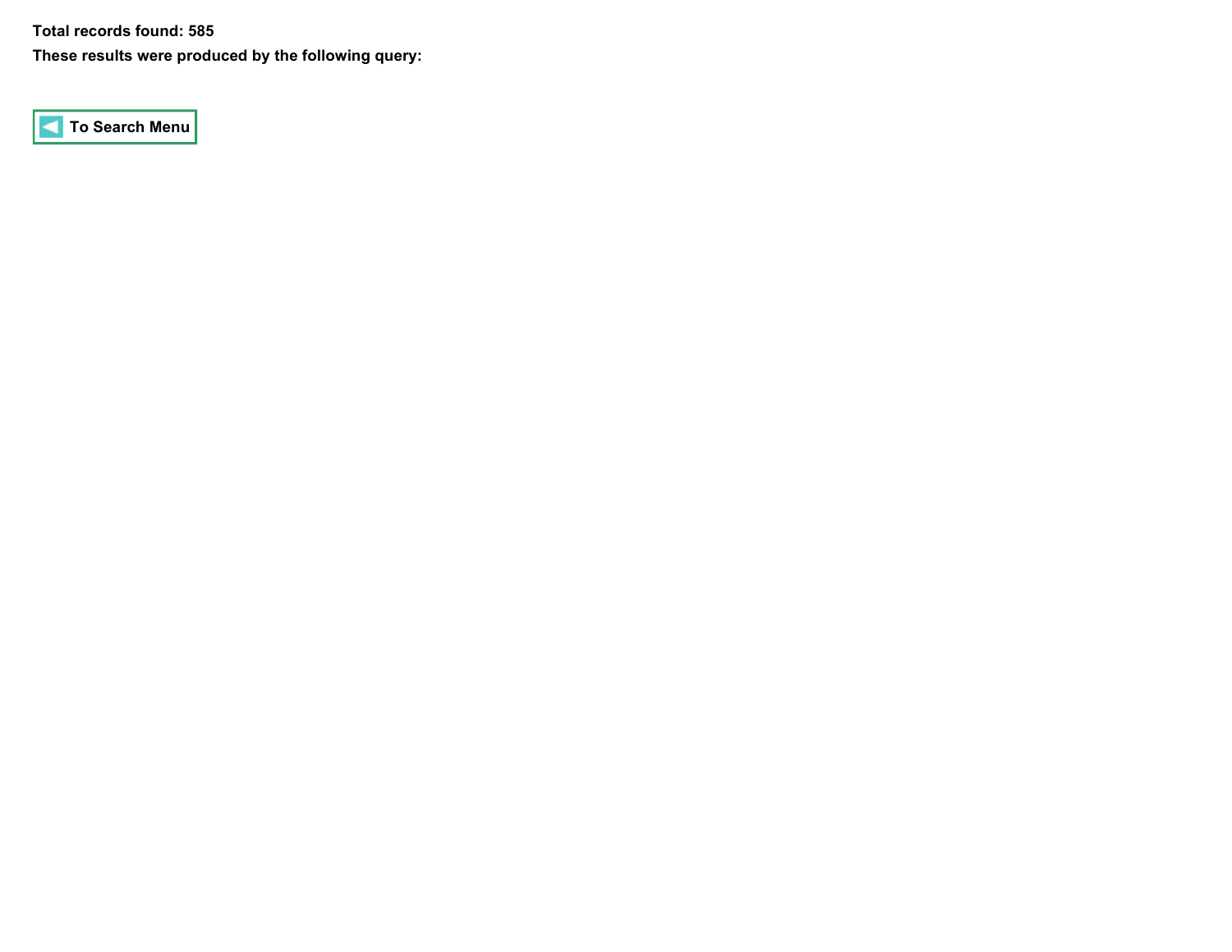**Total records found: 585**

**These results were produced by the following query:**

To Search Menu